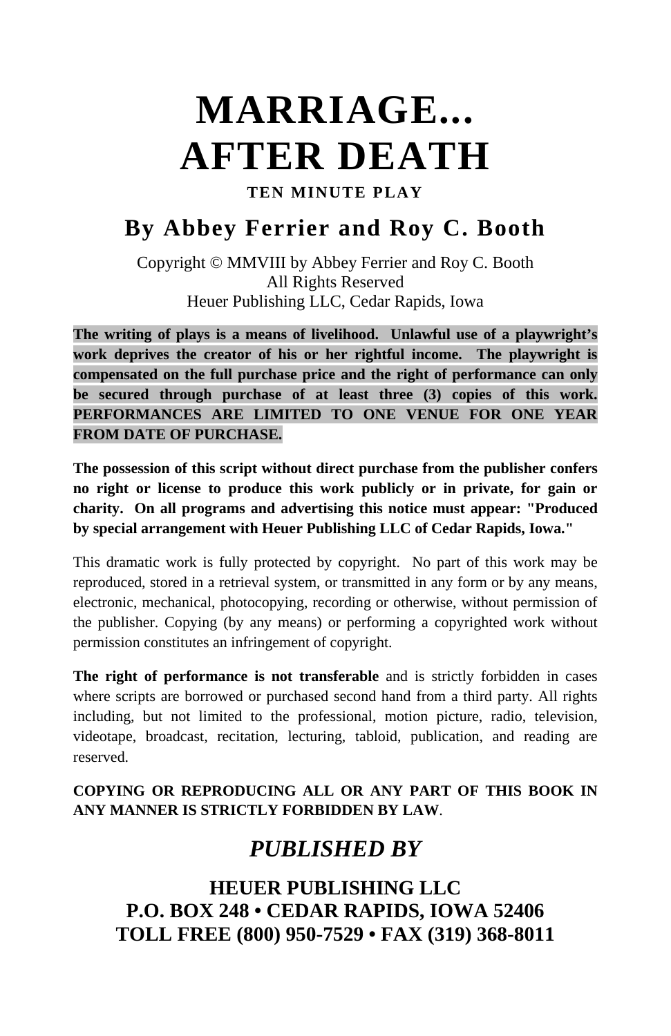# MARRIAGE... AFTER DEATH

**TEN MINUTE PLAY**

## By Abbey Ferrier and Roy C. Booth

Copyright © MMVIII by Abbey Ferrier and Roy C. Booth
All Rights Reserved
Heuer Publishing LLC, Cedar Rapids, Iowa

**The writing of plays is a means of livelihood. Unlawful use of a playwright's work deprives the creator of his or her rightful income. The playwright is compensated on the full purchase price and the right of performance can only be secured through purchase of at least three (3) copies of this work. PERFORMANCES ARE LIMITED TO ONE VENUE FOR ONE YEAR FROM DATE OF PURCHASE.**

**The possession of this script without direct purchase from the publisher confers no right or license to produce this work publicly or in private, for gain or charity. On all programs and advertising this notice must appear: "Produced by special arrangement with Heuer Publishing LLC of Cedar Rapids, Iowa."**

This dramatic work is fully protected by copyright. No part of this work may be reproduced, stored in a retrieval system, or transmitted in any form or by any means, electronic, mechanical, photocopying, recording or otherwise, without permission of the publisher. Copying (by any means) or performing a copyrighted work without permission constitutes an infringement of copyright.

**The right of performance is not transferable** and is strictly forbidden in cases where scripts are borrowed or purchased second hand from a third party. All rights including, but not limited to the professional, motion picture, radio, television, videotape, broadcast, recitation, lecturing, tabloid, publication, and reading are reserved.

**COPYING OR REPRODUCING ALL OR ANY PART OF THIS BOOK IN ANY MANNER IS STRICTLY FORBIDDEN BY LAW**.

***PUBLISHED BY***

**HEUER PUBLISHING LLC**
**P.O. BOX 248 • CEDAR RAPIDS, IOWA 52406**
**TOLL FREE (800) 950-7529 • FAX (319) 368-8011**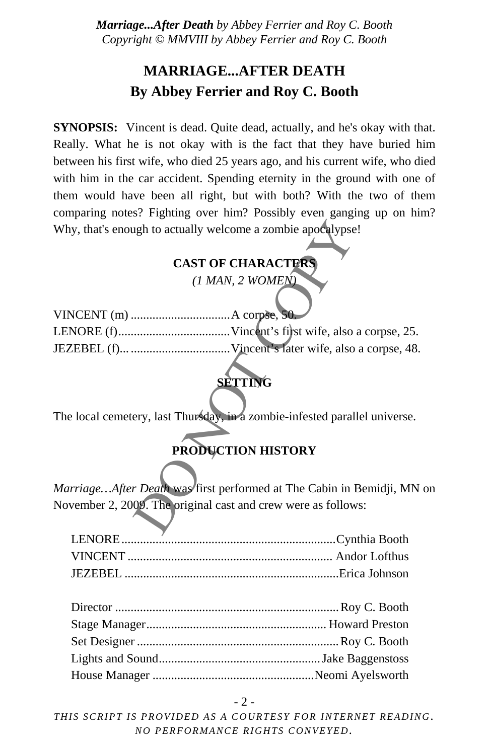# MARRIAGE...AFTER DEATH

## By Abbey Ferrier and Roy C. Booth

**SYNOPSIS:** Vincent is dead. Quite dead, actually, and he's okay with that. Really. What he is not okay with is the fact that they have buried him between his first wife, who died 25 years ago, and his current wife, who died with him in the car accident. Spending eternity in the ground with one of them would have been all right, but with both? With the two of them comparing notes? Fighting over him? Possibly even ganging up on him? Why, that's enough to actually welcome a zombie apocalypse!

### CAST OF CHARACTERS

*(1 MAN, 2 WOMEN)*

VINCENT (m) ................................A corpse, 50.
LENORE (f)...................................Vincent's first wife, also a corpse, 25.
JEZEBEL (f)... ..............................Vincent's later wife, also a corpse, 48.

### SETTING

The local cemetery, last Thursday, in a zombie-infested parallel universe.

### PRODUCTION HISTORY

*Marriage…After Death* was first performed at The Cabin in Bemidji, MN on November 2, 2009. The original cast and crew were as follows:

LENORE.....................................................................Cynthia Booth
VINCENT .................................................................. Andor Lofthus
JEZEBEL ....................................................................Erica Johnson

Director .......................................................................Roy C. Booth
Stage Manager.......................................................... Howard Preston
Set Designer ................................................................Roy C. Booth
Lights and Sound...................................................Jake Baggenstoss
House Manager ...................................................Neomi Ayelsworth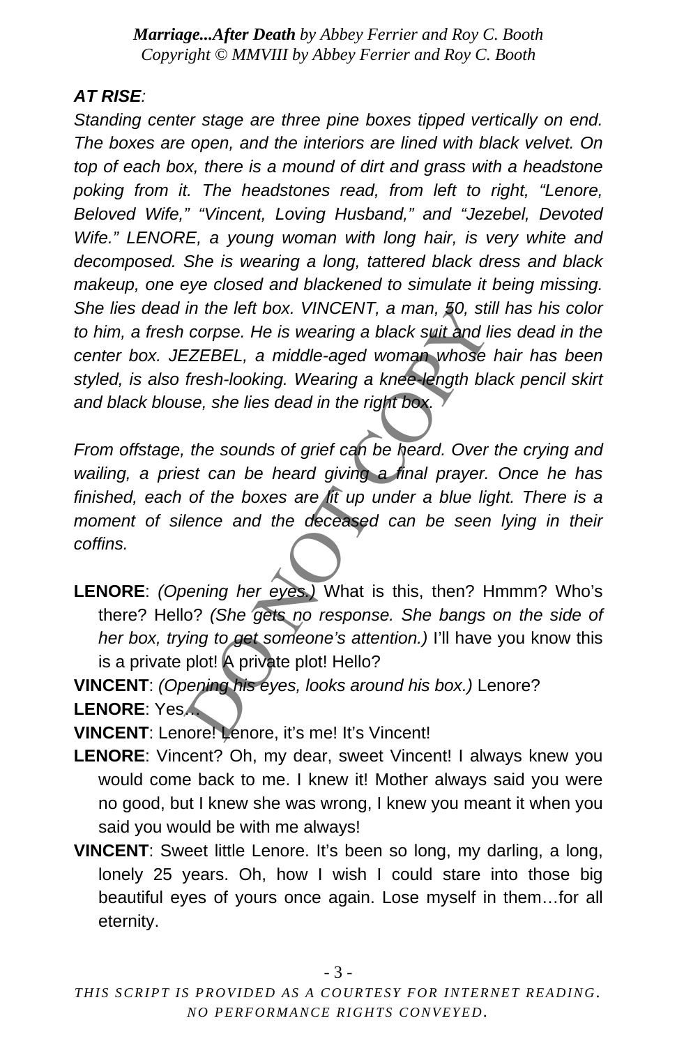***AT RISE:***

*Standing center stage are three pine boxes tipped vertically on end. The boxes are open, and the interiors are lined with black velvet. On top of each box, there is a mound of dirt and grass with a headstone poking from it. The headstones read, from left to right, "Lenore, Beloved Wife," "Vincent, Loving Husband," and "Jezebel, Devoted Wife." LENORE, a young woman with long hair, is very white and decomposed. She is wearing a long, tattered black dress and black makeup, one eye closed and blackened to simulate it being missing. She lies dead in the left box. VINCENT, a man, 50, still has his color to him, a fresh corpse. He is wearing a black suit and lies dead in the center box. JEZEBEL, a middle-aged woman whose hair has been styled, is also fresh-looking. Wearing a knee-length black pencil skirt and black blouse, she lies dead in the right box.*

*From offstage, the sounds of grief can be heard. Over the crying and wailing, a priest can be heard giving a final prayer. Once he has finished, each of the boxes are lit up under a blue light. There is a moment of silence and the deceased can be seen lying in their coffins.*

**LENORE**: *(Opening her eyes.)* What is this, then? Hmmm? Who's there? Hello? *(She gets no response. She bangs on the side of her box, trying to get someone's attention.)* I'll have you know this is a private plot! A private plot! Hello?

**VINCENT**: *(Opening his eyes, looks around his box.)* Lenore?

**LENORE**: Yes…

**VINCENT**: Lenore! Lenore, it's me! It's Vincent!

**LENORE**: Vincent? Oh, my dear, sweet Vincent! I always knew you would come back to me. I knew it! Mother always said you were no good, but I knew she was wrong, I knew you meant it when you said you would be with me always!

**VINCENT**: Sweet little Lenore. It's been so long, my darling, a long, lonely 25 years. Oh, how I wish I could stare into those big beautiful eyes of yours once again. Lose myself in them…for all eternity.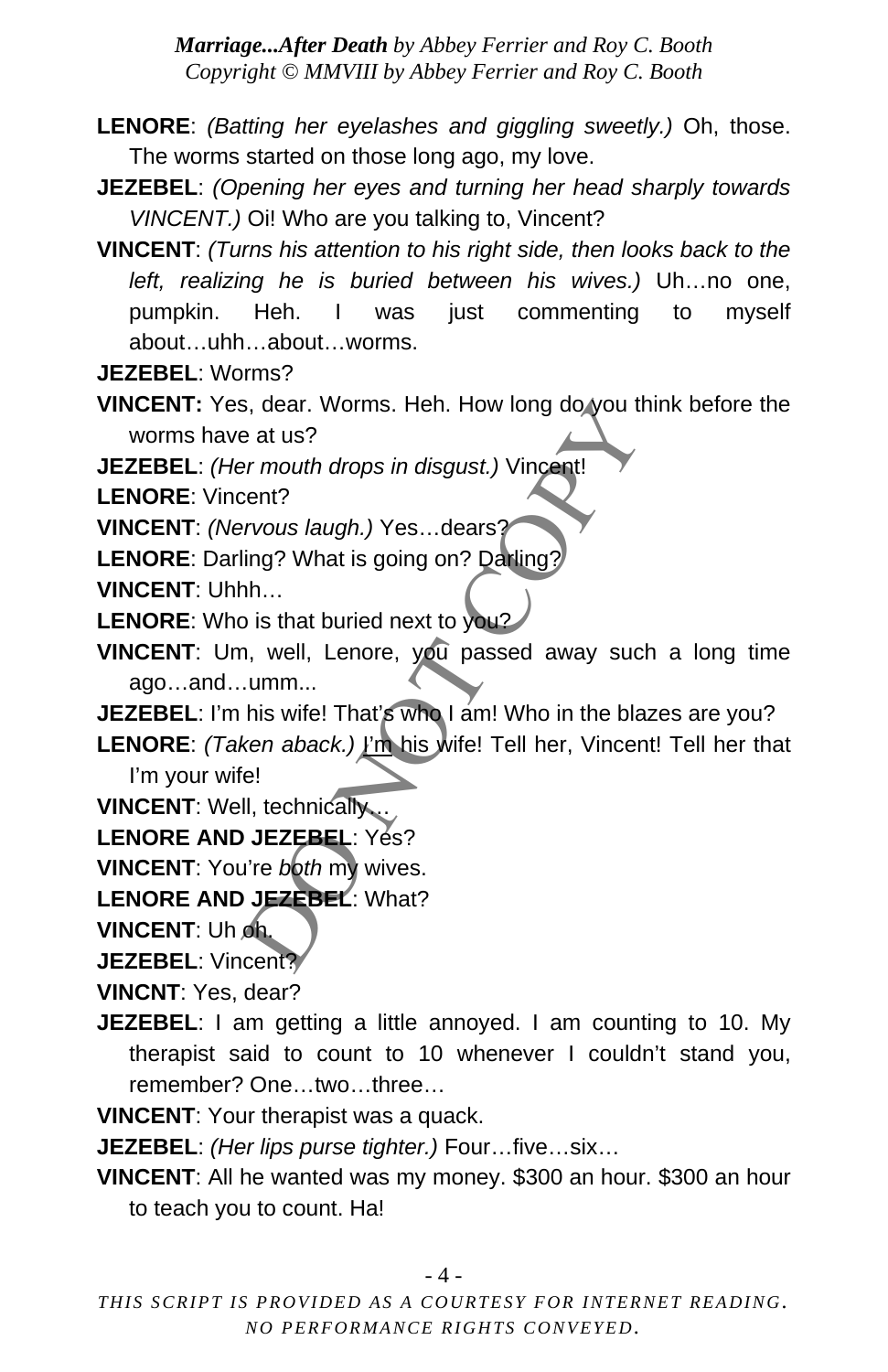**LENORE**: *(Batting her eyelashes and giggling sweetly.)* Oh, those. The worms started on those long ago, my love.

**JEZEBEL**: *(Opening her eyes and turning her head sharply towards VINCENT.)* Oi! Who are you talking to, Vincent?

**VINCENT**: *(Turns his attention to his right side, then looks back to the left, realizing he is buried between his wives.)* Uh…no one, pumpkin. Heh. I was just commenting to myself about…uhh…about…worms.

**JEZEBEL**: Worms?

**VINCENT:** Yes, dear. Worms. Heh. How long do you think before the worms have at us?

**JEZEBEL**: *(Her mouth drops in disgust.)* Vincent!

**LENORE**: Vincent?

**VINCENT**: *(Nervous laugh.)* Yes…dears?

**LENORE**: Darling? What is going on? Darling?

**VINCENT**: Uhhh…

**LENORE**: Who is that buried next to you?

**VINCENT**: Um, well, Lenore, you passed away such a long time ago…and…umm...

**JEZEBEL**: I'm his wife! That's who I am! Who in the blazes are you?

**LENORE**: *(Taken aback.)* <u>I'm</u> his wife! Tell her, Vincent! Tell her that I'm your wife!

**VINCENT**: Well, technically…

**LENORE AND JEZEBEL**: Yes?

**VINCENT**: You're *both* my wives.

**LENORE AND JEZEBEL**: What?

**VINCENT**: Uh oh.

**JEZEBEL**: Vincent?

**VINCNT**: Yes, dear?

**JEZEBEL**: I am getting a little annoyed. I am counting to 10. My therapist said to count to 10 whenever I couldn't stand you, remember? One…two…three…

**VINCENT**: Your therapist was a quack.

**JEZEBEL**: *(Her lips purse tighter.)* Four…five…six…

**VINCENT**: All he wanted was my money. $300 an hour. $300 an hour to teach you to count. Ha!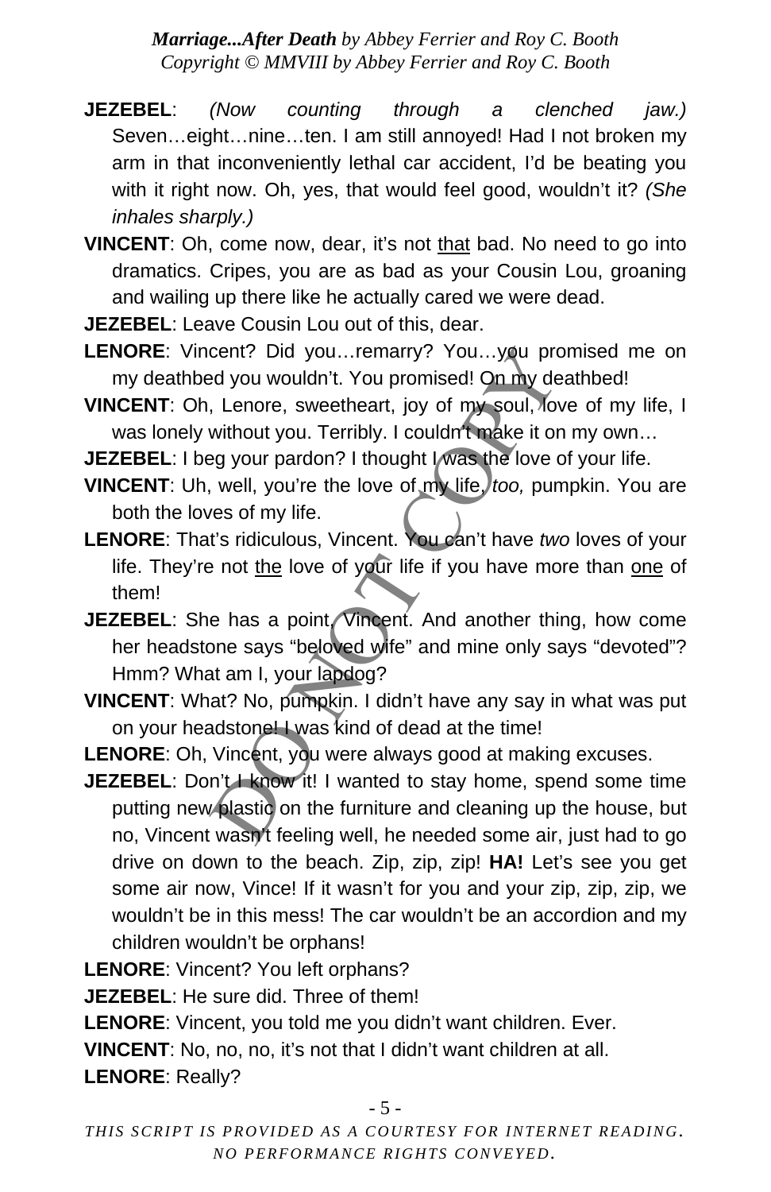**JEZEBEL**: *(Now counting through a clenched jaw.)* Seven…eight…nine…ten. I am still annoyed! Had I not broken my arm in that inconveniently lethal car accident, I'd be beating you with it right now. Oh, yes, that would feel good, wouldn't it? *(She inhales sharply.)*

**VINCENT**: Oh, come now, dear, it's not <u>that</u> bad. No need to go into dramatics. Cripes, you are as bad as your Cousin Lou, groaning and wailing up there like he actually cared we were dead.

**JEZEBEL**: Leave Cousin Lou out of this, dear.

**LENORE**: Vincent? Did you…remarry? You…you promised me on my deathbed you wouldn't. You promised! On my deathbed!

**VINCENT**: Oh, Lenore, sweetheart, joy of my soul, love of my life, I was lonely without you. Terribly. I couldn't make it on my own…

**JEZEBEL**: I beg your pardon? I thought I was the love of your life.

**VINCENT**: Uh, well, you're the love of my life, *too,* pumpkin. You are both the loves of my life.

**LENORE**: That's ridiculous, Vincent. You can't have *two* loves of your life. They're not <u>the</u> love of your life if you have more than <u>one</u> of them!

**JEZEBEL**: She has a point, Vincent. And another thing, how come her headstone says "beloved wife" and mine only says "devoted"? Hmm? What am I, your lapdog?

**VINCENT**: What? No, pumpkin. I didn't have any say in what was put on your headstone! I was kind of dead at the time!

**LENORE**: Oh, Vincent, you were always good at making excuses.

**JEZEBEL**: Don't I know it! I wanted to stay home, spend some time putting new plastic on the furniture and cleaning up the house, but no, Vincent wasn't feeling well, he needed some air, just had to go drive on down to the beach. Zip, zip, zip! **HA!** Let's see you get some air now, Vince! If it wasn't for you and your zip, zip, zip, we wouldn't be in this mess! The car wouldn't be an accordion and my children wouldn't be orphans!

**LENORE**: Vincent? You left orphans?

**JEZEBEL**: He sure did. Three of them!

**LENORE**: Vincent, you told me you didn't want children. Ever.

**VINCENT**: No, no, no, it's not that I didn't want children at all.

**LENORE**: Really?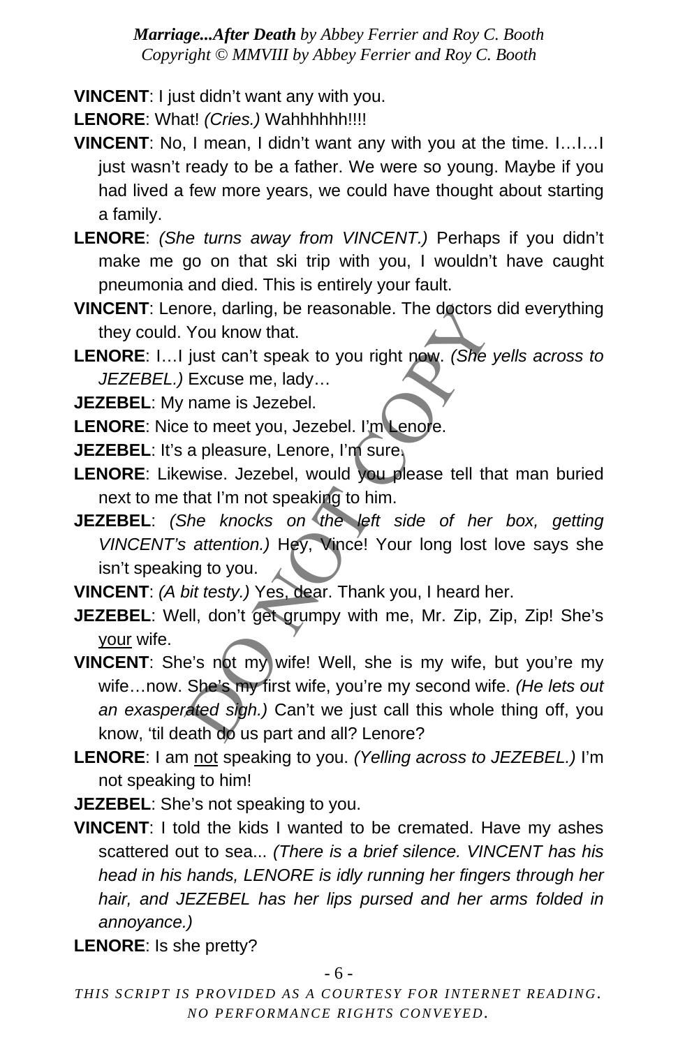**VINCENT**: I just didn't want any with you.

**LENORE**: What! *(Cries.)* Wahhhhhh!!!!

**VINCENT**: No, I mean, I didn't want any with you at the time. I…I…I just wasn't ready to be a father. We were so young. Maybe if you had lived a few more years, we could have thought about starting a family.

**LENORE**: *(She turns away from VINCENT.)* Perhaps if you didn't make me go on that ski trip with you, I wouldn't have caught pneumonia and died. This is entirely your fault.

**VINCENT**: Lenore, darling, be reasonable. The doctors did everything they could. You know that.

**LENORE**: I…I just can't speak to you right now. *(She yells across to JEZEBEL.)* Excuse me, lady…

**JEZEBEL**: My name is Jezebel.

**LENORE**: Nice to meet you, Jezebel. I'm Lenore.

**JEZEBEL**: It's a pleasure, Lenore, I'm sure.

**LENORE**: Likewise. Jezebel, would you please tell that man buried next to me that I'm not speaking to him.

**JEZEBEL**: *(She knocks on the left side of her box, getting VINCENT's attention.)* Hey, Vince! Your long lost love says she isn't speaking to you.

**VINCENT**: *(A bit testy.)* Yes, dear. Thank you, I heard her.

**JEZEBEL**: Well, don't get grumpy with me, Mr. Zip, Zip, Zip! She's <u>your</u> wife.

**VINCENT**: She's not my wife! Well, she is my wife, but you're my wife…now. She's my first wife, you're my second wife. *(He lets out an exasperated sigh.)* Can't we just call this whole thing off, you know, 'til death do us part and all? Lenore?

**LENORE**: I am <u>not</u> speaking to you. *(Yelling across to JEZEBEL.)* I'm not speaking to him!

**JEZEBEL**: She's not speaking to you.

**VINCENT**: I told the kids I wanted to be cremated. Have my ashes scattered out to sea... *(There is a brief silence. VINCENT has his head in his hands, LENORE is idly running her fingers through her hair, and JEZEBEL has her lips pursed and her arms folded in annoyance.)*

**LENORE**: Is she pretty?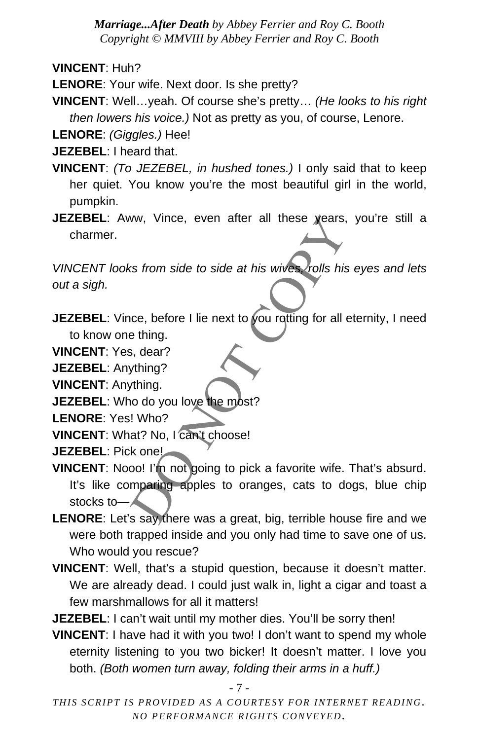**VINCENT**: Huh?

**LENORE**: Your wife. Next door. Is she pretty?

**VINCENT**: Well…yeah. Of course she's pretty… *(He looks to his right then lowers his voice.)* Not as pretty as you, of course, Lenore.

**LENORE**: *(Giggles.)* Hee!

**JEZEBEL**: I heard that.

**VINCENT**: *(To JEZEBEL, in hushed tones.)* I only said that to keep her quiet. You know you're the most beautiful girl in the world, pumpkin.

**JEZEBEL**: Aww, Vince, even after all these years, you're still a charmer.

*VINCENT looks from side to side at his wives, rolls his eyes and lets out a sigh.*

**JEZEBEL**: Vince, before I lie next to you rotting for all eternity, I need to know one thing.

**VINCENT**: Yes, dear?

**JEZEBEL**: Anything?

**VINCENT**: Anything.

**JEZEBEL**: Who do you love the most?

**LENORE**: Yes! Who?

**VINCENT**: What? No, I can't choose!

**JEZEBEL**: Pick one!

**VINCENT**: Nooo! I'm not going to pick a favorite wife. That's absurd. It's like comparing apples to oranges, cats to dogs, blue chip stocks to—

**LENORE**: Let's say there was a great, big, terrible house fire and we were both trapped inside and you only had time to save one of us. Who would you rescue?

**VINCENT**: Well, that's a stupid question, because it doesn't matter. We are already dead. I could just walk in, light a cigar and toast a few marshmallows for all it matters!

**JEZEBEL**: I can't wait until my mother dies. You'll be sorry then!

**VINCENT**: I have had it with you two! I don't want to spend my whole eternity listening to you two bicker! It doesn't matter. I love you both. *(Both women turn away, folding their arms in a huff.)*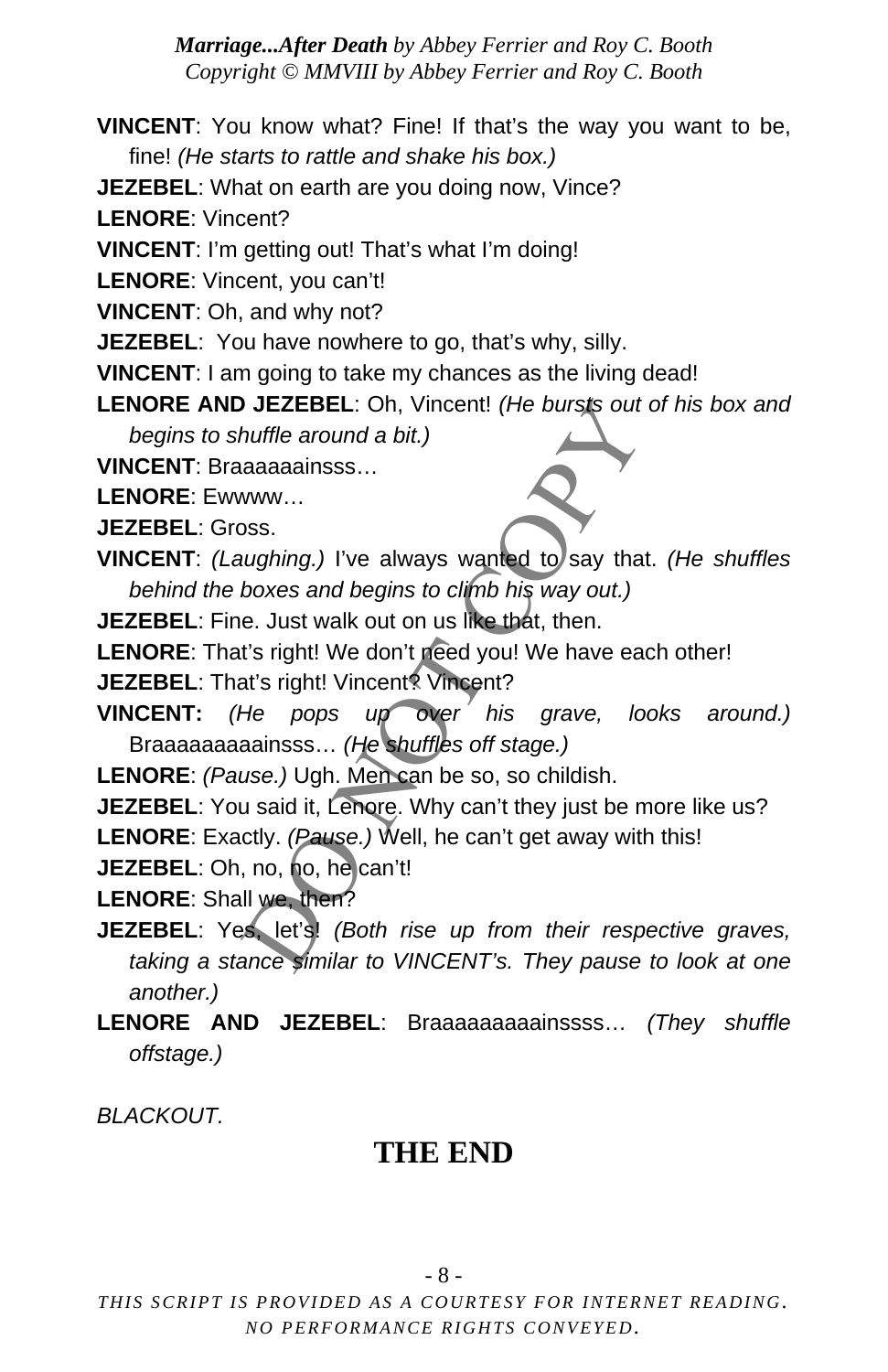**VINCENT**: You know what? Fine! If that's the way you want to be, fine! *(He starts to rattle and shake his box.)*

**JEZEBEL**: What on earth are you doing now, Vince?

**LENORE**: Vincent?

**VINCENT**: I'm getting out! That's what I'm doing!

**LENORE**: Vincent, you can't!

**VINCENT**: Oh, and why not?

**JEZEBEL**: You have nowhere to go, that's why, silly.

**VINCENT**: I am going to take my chances as the living dead!

**LENORE AND JEZEBEL**: Oh, Vincent! *(He bursts out of his box and begins to shuffle around a bit.)*

**VINCENT**: Braaaaaainsss…

**LENORE**: Ewwww…

**JEZEBEL**: Gross.

**VINCENT**: *(Laughing.)* I've always wanted to say that. *(He shuffles behind the boxes and begins to climb his way out.)*

**JEZEBEL**: Fine. Just walk out on us like that, then.

**LENORE**: That's right! We don't need you! We have each other!

**JEZEBEL**: That's right! Vincent? Vincent?

**VINCENT:** *(He pops up over his grave, looks around.)* Braaaaaaaaainsss… *(He shuffles off stage.)*

**LENORE**: *(Pause.)* Ugh. Men can be so, so childish.

**JEZEBEL**: You said it, Lenore. Why can't they just be more like us?

**LENORE**: Exactly. *(Pause.)* Well, he can't get away with this!

**JEZEBEL**: Oh, no, no, he can't!

**LENORE**: Shall we, then?

**JEZEBEL**: Yes, let's! *(Both rise up from their respective graves, taking a stance similar to VINCENT's. They pause to look at one another.)*

**LENORE AND JEZEBEL**: Braaaaaaaaainssss… *(They shuffle offstage.)*

*BLACKOUT.*

# THE END

*THIS SCRIPT IS PROVIDED AS A COURTESY FOR INTERNET READING. NO PERFORMANCE RIGHTS CONVEYED.*